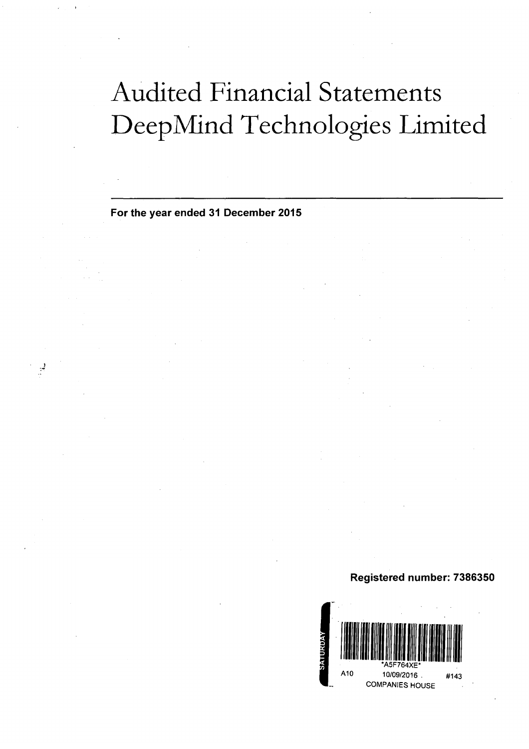# Audited Financial Statements
# DeepMind Technologies Limited

---

**For the year ended 31 December 2015**

**Registered number: 7386350**

SATURDAY

*A5F764XE*

A10 10/09/2016 #143

COMPANIES HOUSE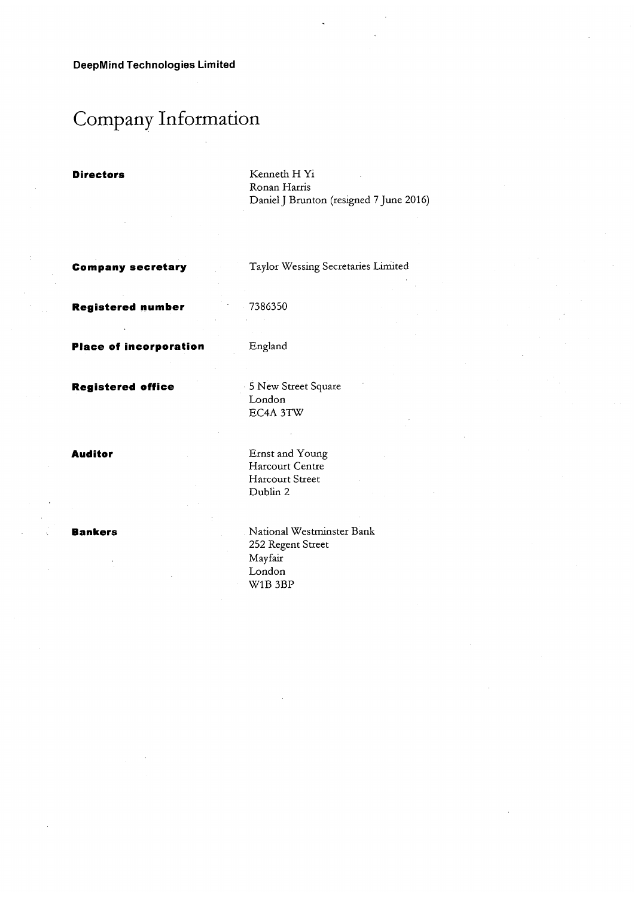**DeepMind Technologies Limited**

# Company Information

| | |
|---|---|
| **Directors** | Kenneth H Yi<br>Ronan Harris<br>Daniel J Brunton (resigned 7 June 2016) |
| **Company secretary** | Taylor Wessing Secretaries Limited |
| **Registered number** | 7386350 |
| **Place of incorporation** | England |
| **Registered office** | 5 New Street Square<br>London<br>EC4A 3TW |
| **Auditor** | Ernst and Young<br>Harcourt Centre<br>Harcourt Street<br>Dublin 2 |
| **Bankers** | National Westminster Bank<br>252 Regent Street<br>Mayfair<br>London<br>W1B 3BP |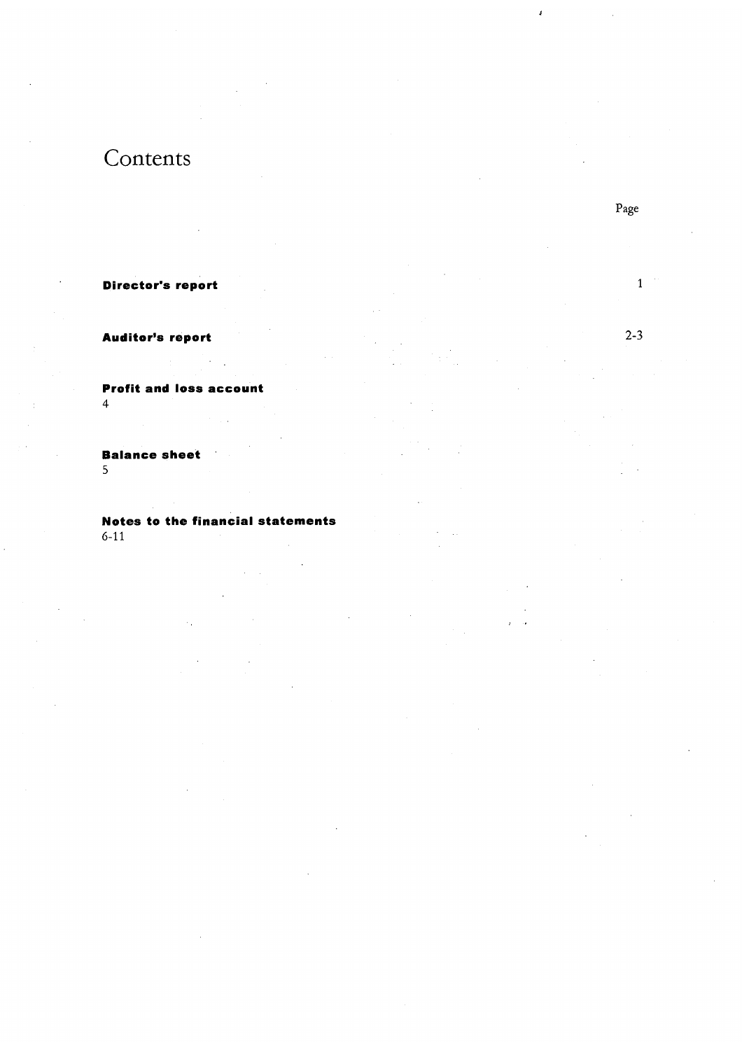# Contents

| | Page |
|---|---|
| **Director's report** | 1 |
| **Auditor's report** | 2-3 |
| **Profit and loss account** | 4 |
| **Balance sheet** | 5 |
| **Notes to the financial statements** | 6-11 |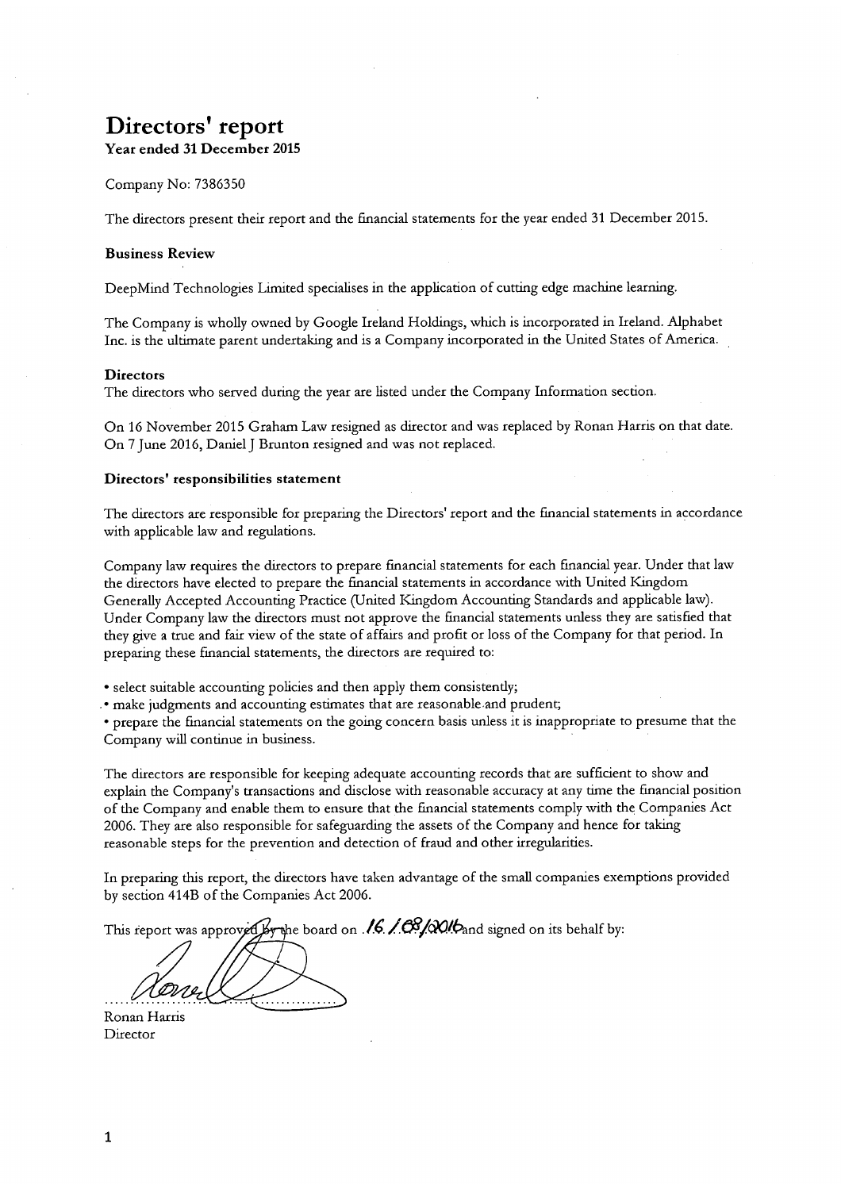# Directors' report

**Year ended 31 December 2015**

Company No: 7386350

The directors present their report and the financial statements for the year ended 31 December 2015.

### Business Review

DeepMind Technologies Limited specialises in the application of cutting edge machine learning.

The Company is wholly owned by Google Ireland Holdings, which is incorporated in Ireland. Alphabet Inc. is the ultimate parent undertaking and is a Company incorporated in the United States of America.

### Directors

The directors who served during the year are listed under the Company Information section.

On 16 November 2015 Graham Law resigned as director and was replaced by Ronan Harris on that date. On 7 June 2016, Daniel J Brunton resigned and was not replaced.

### Directors' responsibilities statement

The directors are responsible for preparing the Directors' report and the financial statements in accordance with applicable law and regulations.

Company law requires the directors to prepare financial statements for each financial year. Under that law the directors have elected to prepare the financial statements in accordance with United Kingdom Generally Accepted Accounting Practice (United Kingdom Accounting Standards and applicable law). Under Company law the directors must not approve the financial statements unless they are satisfied that they give a true and fair view of the state of affairs and profit or loss of the Company for that period. In preparing these financial statements, the directors are required to:

- select suitable accounting policies and then apply them consistently;
- make judgments and accounting estimates that are reasonable and prudent;
- prepare the financial statements on the going concern basis unless it is inappropriate to presume that the Company will continue in business.

The directors are responsible for keeping adequate accounting records that are sufficient to show and explain the Company's transactions and disclose with reasonable accuracy at any time the financial position of the Company and enable them to ensure that the financial statements comply with the Companies Act 2006. They are also responsible for safeguarding the assets of the Company and hence for taking reasonable steps for the prevention and detection of fraud and other irregularities.

In preparing this report, the directors have taken advantage of the small companies exemptions provided by section 414B of the Companies Act 2006.

This report was approved by the board on 16/08/2016 and signed on its behalf by:

Ronan Harris
Director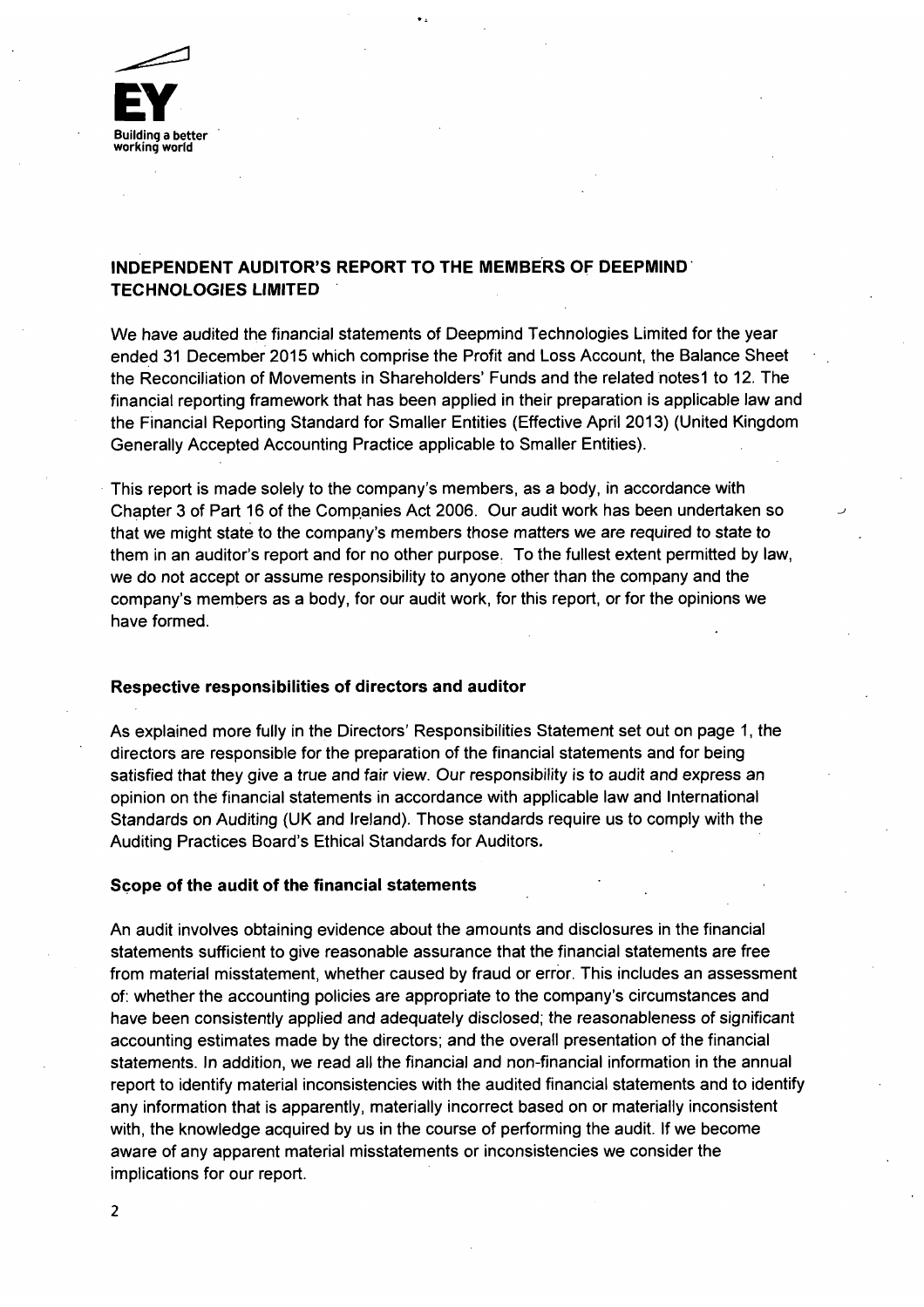## INDEPENDENT AUDITOR'S REPORT TO THE MEMBERS OF DEEPMIND TECHNOLOGIES LIMITED

We have audited the financial statements of Deepmind Technologies Limited for the year ended 31 December 2015 which comprise the Profit and Loss Account, the Balance Sheet the Reconciliation of Movements in Shareholders' Funds and the related notes1 to 12. The financial reporting framework that has been applied in their preparation is applicable law and the Financial Reporting Standard for Smaller Entities (Effective April 2013) (United Kingdom Generally Accepted Accounting Practice applicable to Smaller Entities).

This report is made solely to the company's members, as a body, in accordance with Chapter 3 of Part 16 of the Companies Act 2006. Our audit work has been undertaken so that we might state to the company's members those matters we are required to state to them in an auditor's report and for no other purpose. To the fullest extent permitted by law, we do not accept or assume responsibility to anyone other than the company and the company's members as a body, for our audit work, for this report, or for the opinions we have formed.

### Respective responsibilities of directors and auditor

As explained more fully in the Directors' Responsibilities Statement set out on page 1, the directors are responsible for the preparation of the financial statements and for being satisfied that they give a true and fair view. Our responsibility is to audit and express an opinion on the financial statements in accordance with applicable law and International Standards on Auditing (UK and Ireland). Those standards require us to comply with the Auditing Practices Board's Ethical Standards for Auditors.

### Scope of the audit of the financial statements

An audit involves obtaining evidence about the amounts and disclosures in the financial statements sufficient to give reasonable assurance that the financial statements are free from material misstatement, whether caused by fraud or error. This includes an assessment of: whether the accounting policies are appropriate to the company's circumstances and have been consistently applied and adequately disclosed; the reasonableness of significant accounting estimates made by the directors; and the overall presentation of the financial statements. In addition, we read all the financial and non-financial information in the annual report to identify material inconsistencies with the audited financial statements and to identify any information that is apparently, materially incorrect based on or materially inconsistent with, the knowledge acquired by us in the course of performing the audit. If we become aware of any apparent material misstatements or inconsistencies we consider the implications for our report.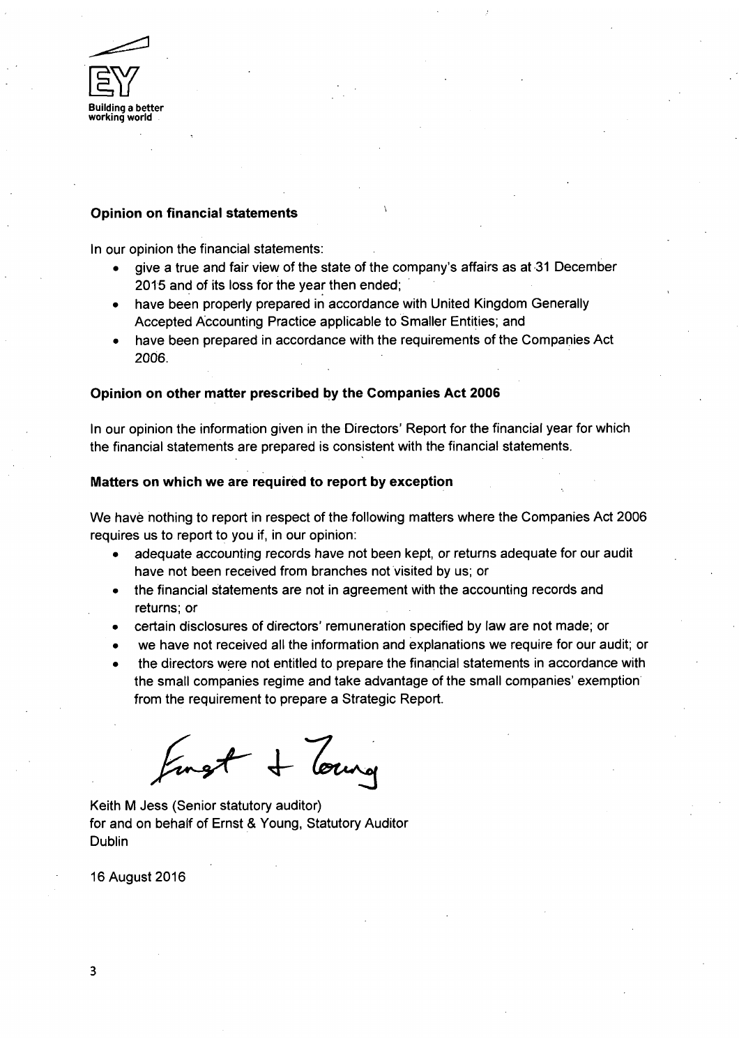### Opinion on financial statements

In our opinion the financial statements:

- give a true and fair view of the state of the company's affairs as at 31 December 2015 and of its loss for the year then ended;
- have been properly prepared in accordance with United Kingdom Generally Accepted Accounting Practice applicable to Smaller Entities; and
- have been prepared in accordance with the requirements of the Companies Act 2006.

### Opinion on other matter prescribed by the Companies Act 2006

In our opinion the information given in the Directors' Report for the financial year for which the financial statements are prepared is consistent with the financial statements.

### Matters on which we are required to report by exception

We have nothing to report in respect of the following matters where the Companies Act 2006 requires us to report to you if, in our opinion:

- adequate accounting records have not been kept, or returns adequate for our audit have not been received from branches not visited by us; or
- the financial statements are not in agreement with the accounting records and returns; or
- certain disclosures of directors' remuneration specified by law are not made; or
- we have not received all the information and explanations we require for our audit; or
- the directors were not entitled to prepare the financial statements in accordance with the small companies regime and take advantage of the small companies' exemption from the requirement to prepare a Strategic Report.

Ernst & Young

Keith M Jess (Senior statutory auditor)
for and on behalf of Ernst & Young, Statutory Auditor
Dublin

16 August 2016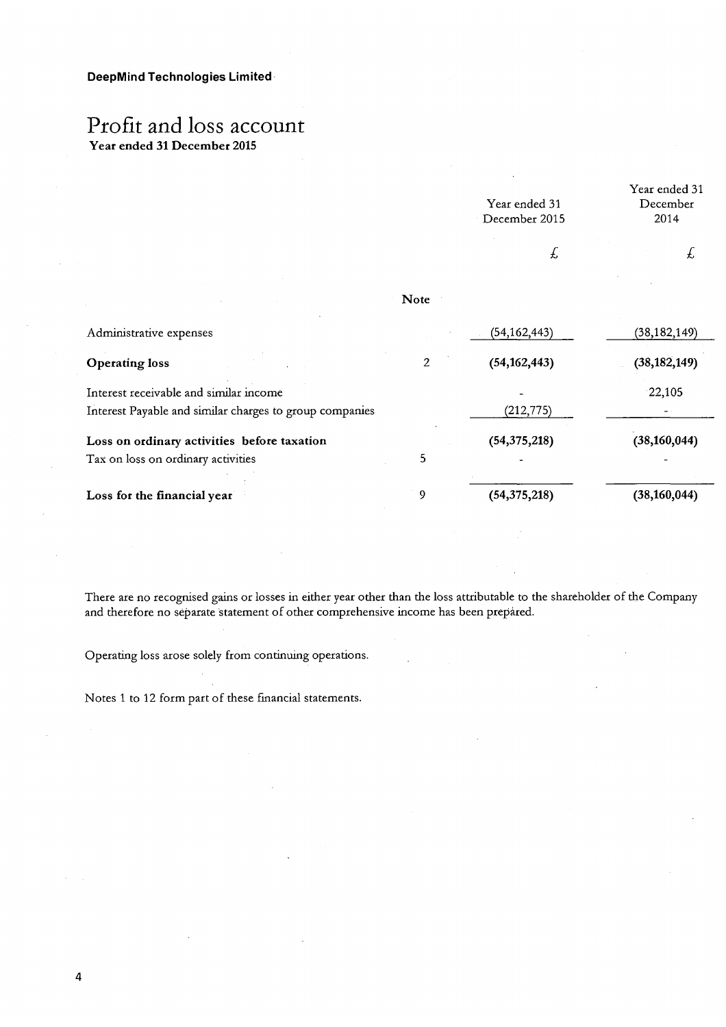**DeepMind Technologies Limited**

# Profit and loss account

**Year ended 31 December 2015**

| | Note | Year ended 31 December 2015 | Year ended 31 December 2014 |
|---|---|---|---|
| | | £ | £ |
| Administrative expenses | | (54,162,443) | (38,182,149) |
| **Operating loss** | 2 | **(54,162,443)** | **(38,182,149)** |
| Interest receivable and similar income | | - | 22,105 |
| Interest Payable and similar charges to group companies | | (212,775) | - |
| **Loss on ordinary activities before taxation** | | **(54,375,218)** | **(38,160,044)** |
| Tax on loss on ordinary activities | 5 | - | - |
| **Loss for the financial year** | 9 | **(54,375,218)** | **(38,160,044)** |

There are no recognised gains or losses in either year other than the loss attributable to the shareholder of the Company and therefore no separate statement of other comprehensive income has been prepared.

Operating loss arose solely from continuing operations.

Notes 1 to 12 form part of these financial statements.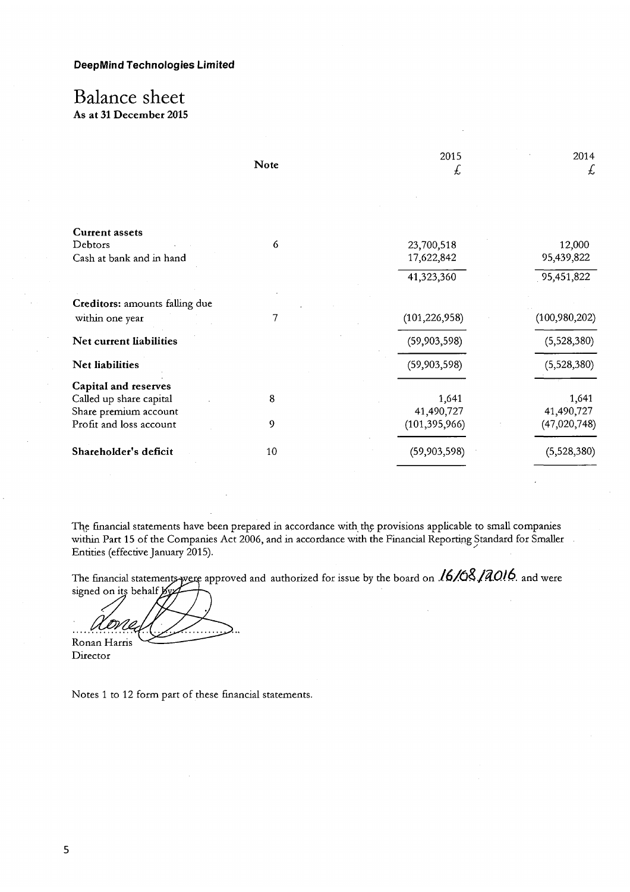**DeepMind Technologies Limited**

# Balance sheet

**As at 31 December 2015**

| | Note | 2015 £ | 2014 £ |
|---|---|---|---|
| **Current assets** | | | |
| Debtors | 6 | 23,700,518 | 12,000 |
| Cash at bank and in hand | | 17,622,842 | 95,439,822 |
| | | 41,323,360 | 95,451,822 |
| **Creditors:** amounts falling due within one year | 7 | (101,226,958) | (100,980,202) |
| **Net current liabilities** | | (59,903,598) | (5,528,380) |
| **Net liabilities** | | (59,903,598) | (5,528,380) |
| **Capital and reserves** | | | |
| Called up share capital | 8 | 1,641 | 1,641 |
| Share premium account | | 41,490,727 | 41,490,727 |
| Profit and loss account | 9 | (101,395,966) | (47,020,748) |
| **Shareholder's deficit** | 10 | (59,903,598) | (5,528,380) |

The financial statements have been prepared in accordance with the provisions applicable to small companies within Part 15 of the Companies Act 2006, and in accordance with the Financial Reporting Standard for Smaller Entities (effective January 2015).

The financial statements were approved and authorized for issue by the board on 16/08/2016 and were signed on its behalf by:

Ronan Harris
Director

Notes 1 to 12 form part of these financial statements.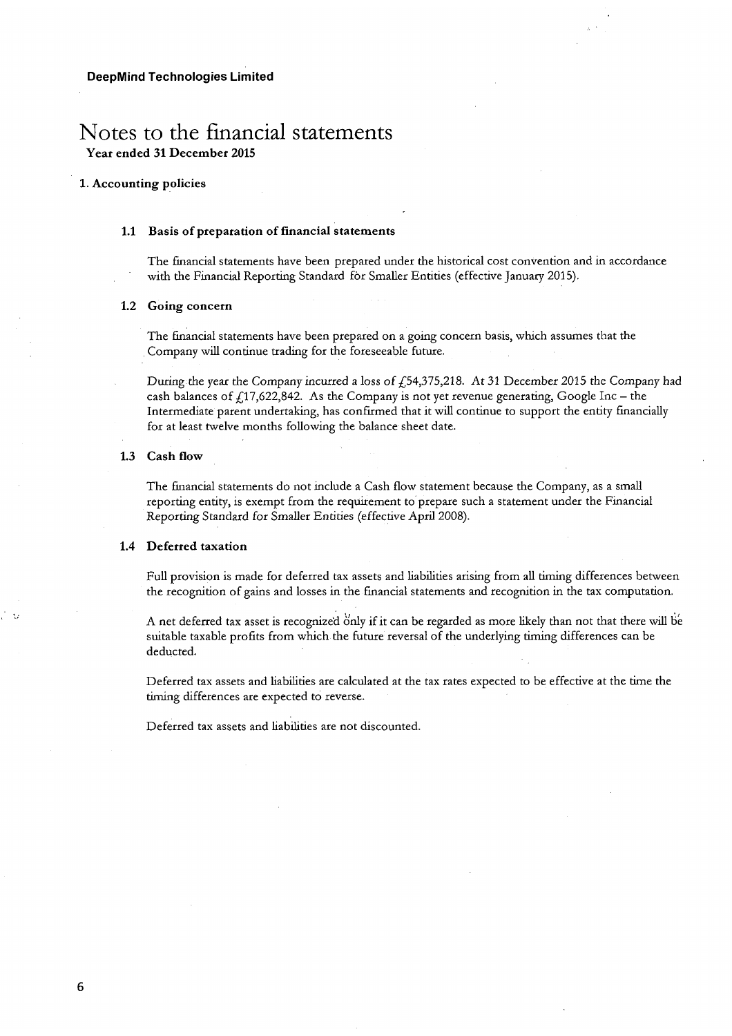**DeepMind Technologies Limited**

# Notes to the financial statements

**Year ended 31 December 2015**

## 1. Accounting policies

### 1.1 Basis of preparation of financial statements

The financial statements have been prepared under the historical cost convention and in accordance with the Financial Reporting Standard for Smaller Entities (effective January 2015).

### 1.2 Going concern

The financial statements have been prepared on a going concern basis, which assumes that the Company will continue trading for the foreseeable future.

During the year the Company incurred a loss of £54,375,218. At 31 December 2015 the Company had cash balances of £17,622,842. As the Company is not yet revenue generating, Google Inc – the Intermediate parent undertaking, has confirmed that it will continue to support the entity financially for at least twelve months following the balance sheet date.

### 1.3 Cash flow

The financial statements do not include a Cash flow statement because the Company, as a small reporting entity, is exempt from the requirement to prepare such a statement under the Financial Reporting Standard for Smaller Entities (effective April 2008).

### 1.4 Deferred taxation

Full provision is made for deferred tax assets and liabilities arising from all timing differences between the recognition of gains and losses in the financial statements and recognition in the tax computation.

A net deferred tax asset is recognized only if it can be regarded as more likely than not that there will be suitable taxable profits from which the future reversal of the underlying timing differences can be deducted.

Deferred tax assets and liabilities are calculated at the tax rates expected to be effective at the time the timing differences are expected to reverse.

Deferred tax assets and liabilities are not discounted.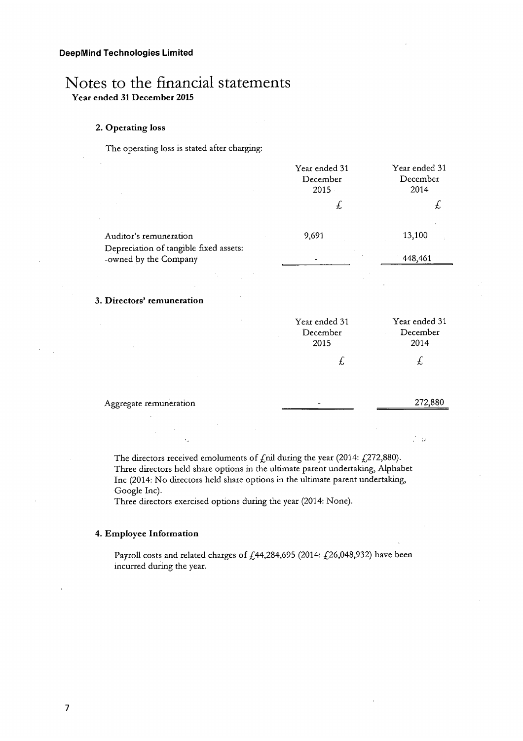**DeepMind Technologies Limited**

# Notes to the financial statements

**Year ended 31 December 2015**

### 2. Operating loss

The operating loss is stated after charging:

| | Year ended 31 December 2015 | Year ended 31 December 2014 |
|---|---|---|
| | £ | £ |
| Auditor's remuneration | 9,691 | 13,100 |
| Depreciation of tangible fixed assets: | | |
| -owned by the Company | - | 448,461 |

### 3. Directors' remuneration

| | Year ended 31 December 2015 | Year ended 31 December 2014 |
|---|---|---|
| | £ | £ |
| Aggregate remuneration | - | 272,880 |

The directors received emoluments of £nil during the year (2014: £272,880).
Three directors held share options in the ultimate parent undertaking, Alphabet Inc (2014: No directors held share options in the ultimate parent undertaking, Google Inc).
Three directors exercised options during the year (2014: None).

### 4. Employee Information

Payroll costs and related charges of £44,284,695 (2014: £26,048,932) have been incurred during the year.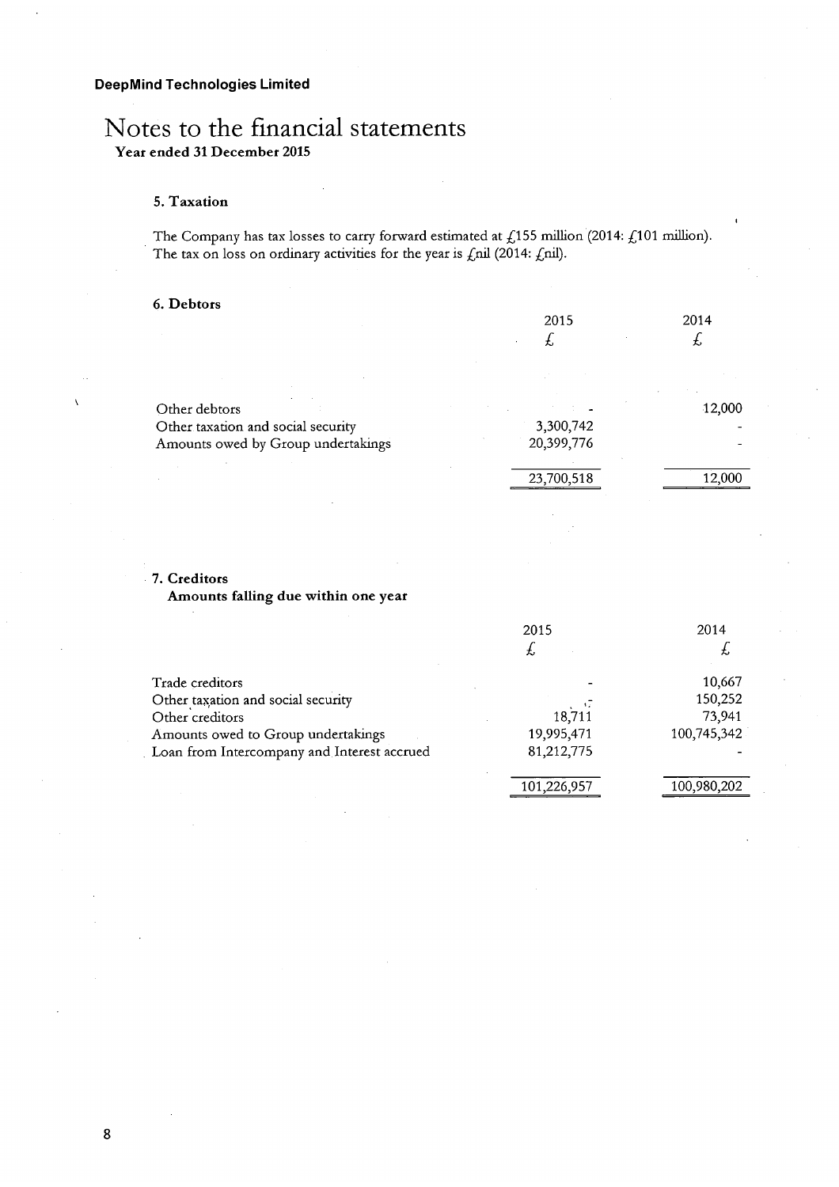**DeepMind Technologies Limited**

# Notes to the financial statements

**Year ended 31 December 2015**

### 5. Taxation

The Company has tax losses to carry forward estimated at £155 million (2014: £101 million). The tax on loss on ordinary activities for the year is £nil (2014: £nil).

### 6. Debtors

| | 2015 | 2014 |
|---|---|---|
| | £ | £ |
| Other debtors | - | 12,000 |
| Other taxation and social security | 3,300,742 | - |
| Amounts owed by Group undertakings | 20,399,776 | - |
| | 23,700,518 | 12,000 |

### 7. Creditors

**Amounts falling due within one year**

| | 2015 | 2014 |
|---|---|---|
| | £ | £ |
| Trade creditors | - | 10,667 |
| Other taxation and social security | - | 150,252 |
| Other creditors | 18,711 | 73,941 |
| Amounts owed to Group undertakings | 19,995,471 | 100,745,342 |
| Loan from Intercompany and Interest accrued | 81,212,775 | - |
| | 101,226,957 | 100,980,202 |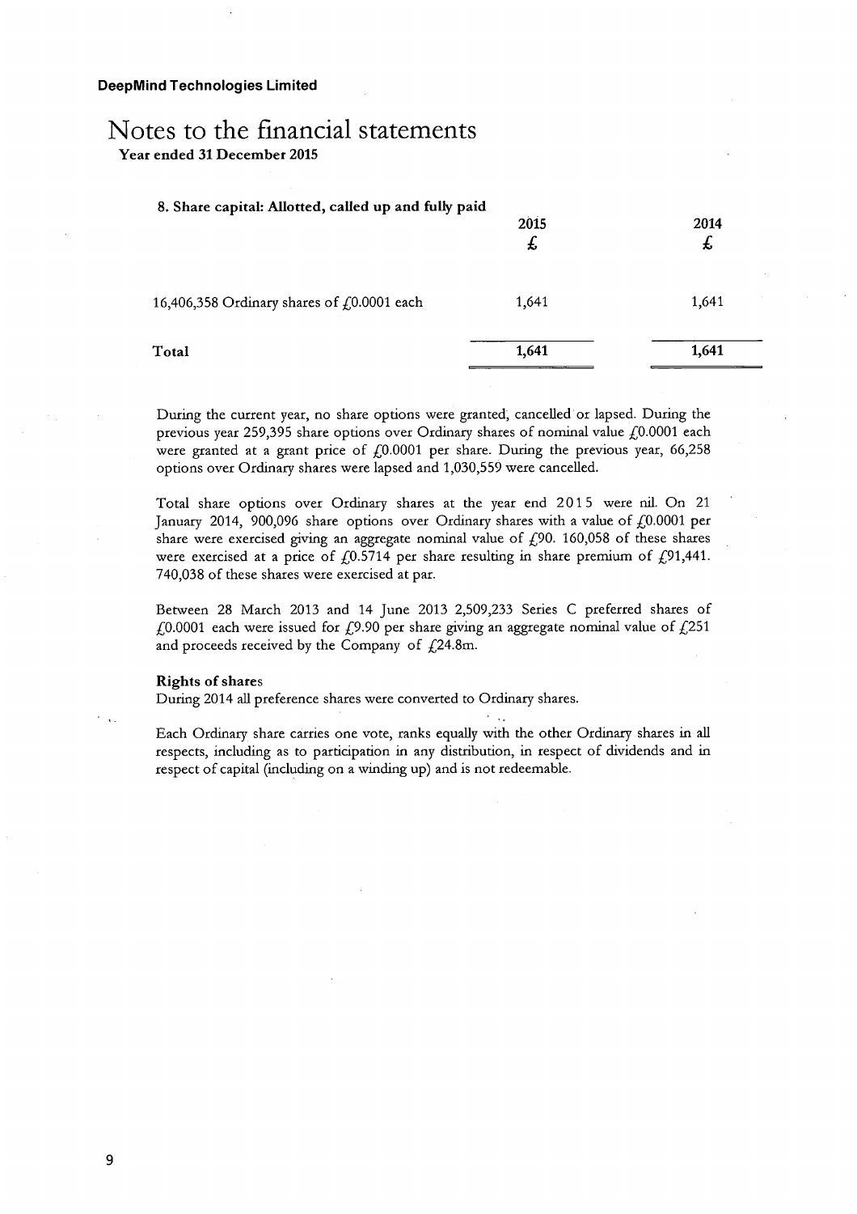# Notes to the financial statements

**Year ended 31 December 2015**

**8. Share capital: Allotted, called up and fully paid**

| | 2015 £ | 2014 £ |
|---|---|---|
| 16,406,358 Ordinary shares of £0.0001 each | 1,641 | 1,641 |
| **Total** | **1,641** | **1,641** |

During the current year, no share options were granted, cancelled or lapsed. During the previous year 259,395 share options over Ordinary shares of nominal value £0.0001 each were granted at a grant price of £0.0001 per share. During the previous year, 66,258 options over Ordinary shares were lapsed and 1,030,559 were cancelled.

Total share options over Ordinary shares at the year end 2015 were nil. On 21 January 2014, 900,096 share options over Ordinary shares with a value of £0.0001 per share were exercised giving an aggregate nominal value of £90. 160,058 of these shares were exercised at a price of £0.5714 per share resulting in share premium of £91,441. 740,038 of these shares were exercised at par.

Between 28 March 2013 and 14 June 2013 2,509,233 Series C preferred shares of £0.0001 each were issued for £9.90 per share giving an aggregate nominal value of £251 and proceeds received by the Company of £24.8m.

**Rights of shares**

During 2014 all preference shares were converted to Ordinary shares.

Each Ordinary share carries one vote, ranks equally with the other Ordinary shares in all respects, including as to participation in any distribution, in respect of dividends and in respect of capital (including on a winding up) and is not redeemable.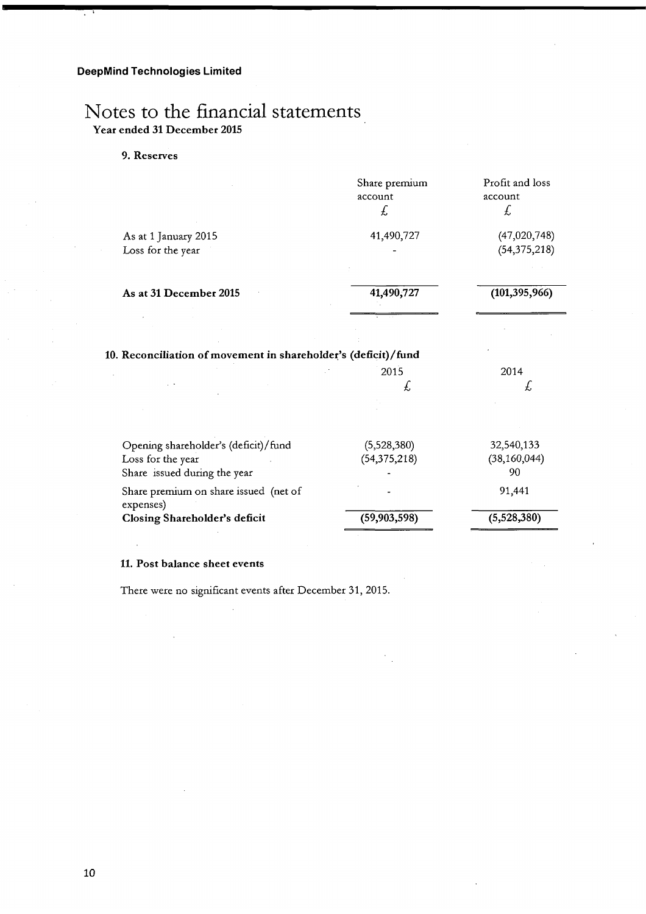**DeepMind Technologies Limited**

# Notes to the financial statements

**Year ended 31 December 2015**

### 9. Reserves

| | Share premium account £ | Profit and loss account £ |
|---|---|---|
| As at 1 January 2015 | 41,490,727 | (47,020,748) |
| Loss for the year | - | (54,375,218) |
| **As at 31 December 2015** | **41,490,727** | **(101,395,966)** |

### 10. Reconciliation of movement in shareholder's (deficit)/fund

| | 2015 £ | 2014 £ |
|---|---|---|
| Opening shareholder's (deficit)/fund | (5,528,380) | 32,540,133 |
| Loss for the year | (54,375,218) | (38,160,044) |
| Share issued during the year | - | 90 |
| Share premium on share issued (net of expenses) | - | 91,441 |
| **Closing Shareholder's deficit** | **(59,903,598)** | **(5,528,380)** |

### 11. Post balance sheet events

There were no significant events after December 31, 2015.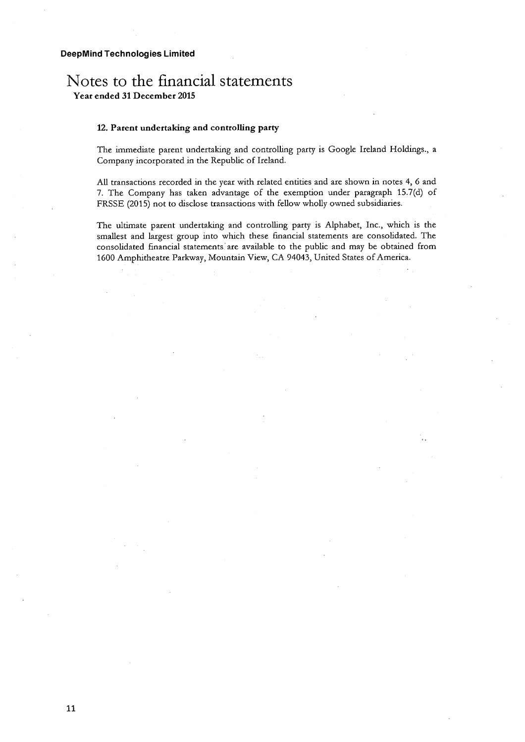# Notes to the financial statements

**Year ended 31 December 2015**

### 12. Parent undertaking and controlling party

The immediate parent undertaking and controlling party is Google Ireland Holdings., a Company incorporated in the Republic of Ireland.

All transactions recorded in the year with related entities and are shown in notes 4, 6 and 7. The Company has taken advantage of the exemption under paragraph 15.7(d) of FRSSE (2015) not to disclose transactions with fellow wholly owned subsidiaries.

The ultimate parent undertaking and controlling party is Alphabet, Inc., which is the smallest and largest group into which these financial statements are consolidated. The consolidated financial statements are available to the public and may be obtained from 1600 Amphitheatre Parkway, Mountain View, CA 94043, United States of America.